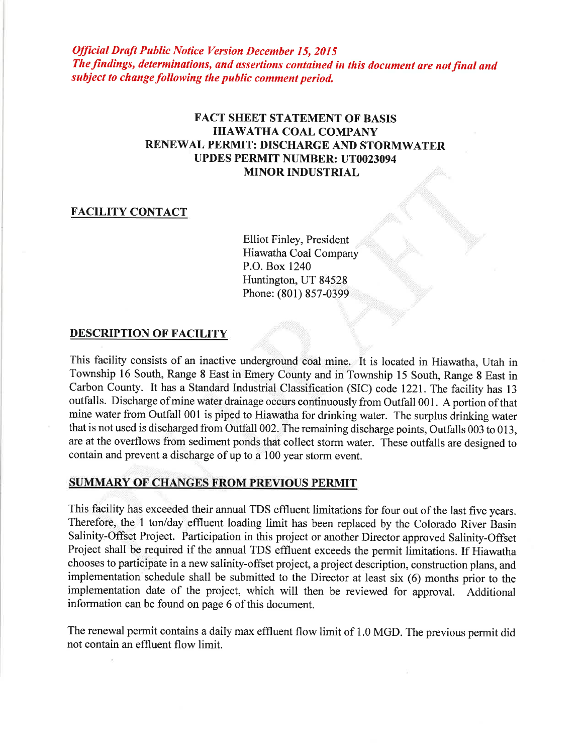*Official Draft Public Notice Version December 15, 2015*
*The findings, determinations, and assertions contained in this document are not final and subject to change following the public comment period.*

# FACT SHEET STATEMENT OF BASIS
# HIAWATHA COAL COMPANY
# RENEWAL PERMIT: DISCHARGE AND STORMWATER
# UPDES PERMIT NUMBER: UT0023094
# MINOR INDUSTRIAL

## FACILITY CONTACT

Elliot Finley, President
Hiawatha Coal Company
P.O. Box 1240
Huntington, UT 84528
Phone: (801) 857-0399

## DESCRIPTION OF FACILITY

This facility consists of an inactive underground coal mine. It is located in Hiawatha, Utah in Township 16 South, Range 8 East in Emery County and in Township 15 South, Range 8 East in Carbon County. It has a Standard Industrial Classification (SIC) code 1221. The facility has 13 outfalls. Discharge of mine water drainage occurs continuously from Outfall 001. A portion of that mine water from Outfall 001 is piped to Hiawatha for drinking water. The surplus drinking water that is not used is discharged from Outfall 002. The remaining discharge points, Outfalls 003 to 013, are at the overflows from sediment ponds that collect storm water. These outfalls are designed to contain and prevent a discharge of up to a 100 year storm event.

## SUMMARY OF CHANGES FROM PREVIOUS PERMIT

This facility has exceeded their annual TDS effluent limitations for four out of the last five years. Therefore, the 1 ton/day effluent loading limit has been replaced by the Colorado River Basin Salinity-Offset Project. Participation in this project or another Director approved Salinity-Offset Project shall be required if the annual TDS effluent exceeds the permit limitations. If Hiawatha chooses to participate in a new salinity-offset project, a project description, construction plans, and implementation schedule shall be submitted to the Director at least six (6) months prior to the implementation date of the project, which will then be reviewed for approval. Additional information can be found on page 6 of this document.

The renewal permit contains a daily max effluent flow limit of 1.0 MGD. The previous permit did not contain an effluent flow limit.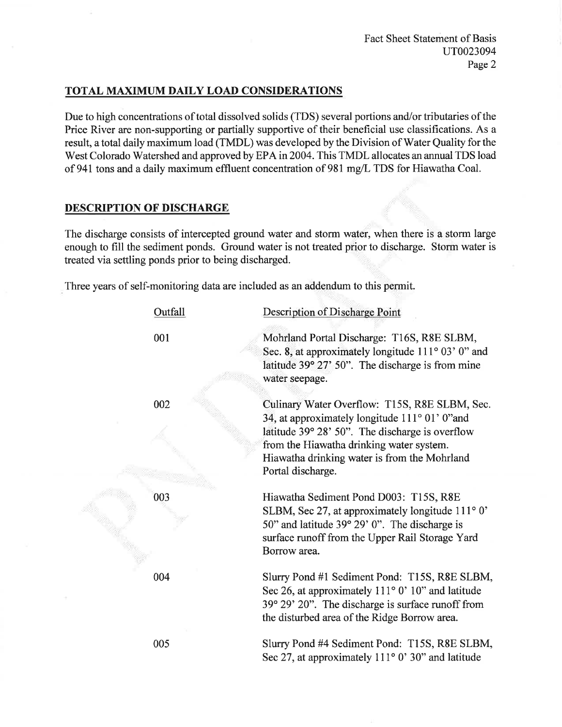## TOTAL MAXIMUM DAILY LOAD CONSIDERATIONS

Due to high concentrations of total dissolved solids (TDS) several portions and/or tributaries of the Price River are non-supporting or partially supportive of their beneficial use classifications. As a result, a total daily maximum load (TMDL) was developed by the Division of Water Quality for the West Colorado Watershed and approved by EPA in 2004. This TMDL allocates an annual TDS load of 941 tons and a daily maximum effluent concentration of 981 mg/L TDS for Hiawatha Coal.

## DESCRIPTION OF DISCHARGE

The discharge consists of intercepted ground water and storm water, when there is a storm large enough to fill the sediment ponds. Ground water is not treated prior to discharge. Storm water is treated via settling ponds prior to being discharged.

Three years of self-monitoring data are included as an addendum to this permit.

| Outfall | Description of Discharge Point |
|---|---|
| 001 | Mohrland Portal Discharge: T16S, R8E SLBM, Sec. 8, at approximately longitude 111° 03' 0" and latitude 39° 27' 50". The discharge is from mine water seepage. |
| 002 | Culinary Water Overflow: T15S, R8E SLBM, Sec. 34, at approximately longitude 111° 01' 0"and latitude 39° 28' 50". The discharge is overflow from the Hiawatha drinking water system. Hiawatha drinking water is from the Mohrland Portal discharge. |
| 003 | Hiawatha Sediment Pond D003: T15S, R8E SLBM, Sec 27, at approximately longitude 111° 0' 50" and latitude 39° 29' 0". The discharge is surface runoff from the Upper Rail Storage Yard Borrow area. |
| 004 | Slurry Pond #1 Sediment Pond: T15S, R8E SLBM, Sec 26, at approximately 111° 0' 10" and latitude 39° 29' 20". The discharge is surface runoff from the disturbed area of the Ridge Borrow area. |
| 005 | Slurry Pond #4 Sediment Pond: T15S, R8E SLBM, Sec 27, at approximately 111° 0' 30" and latitude |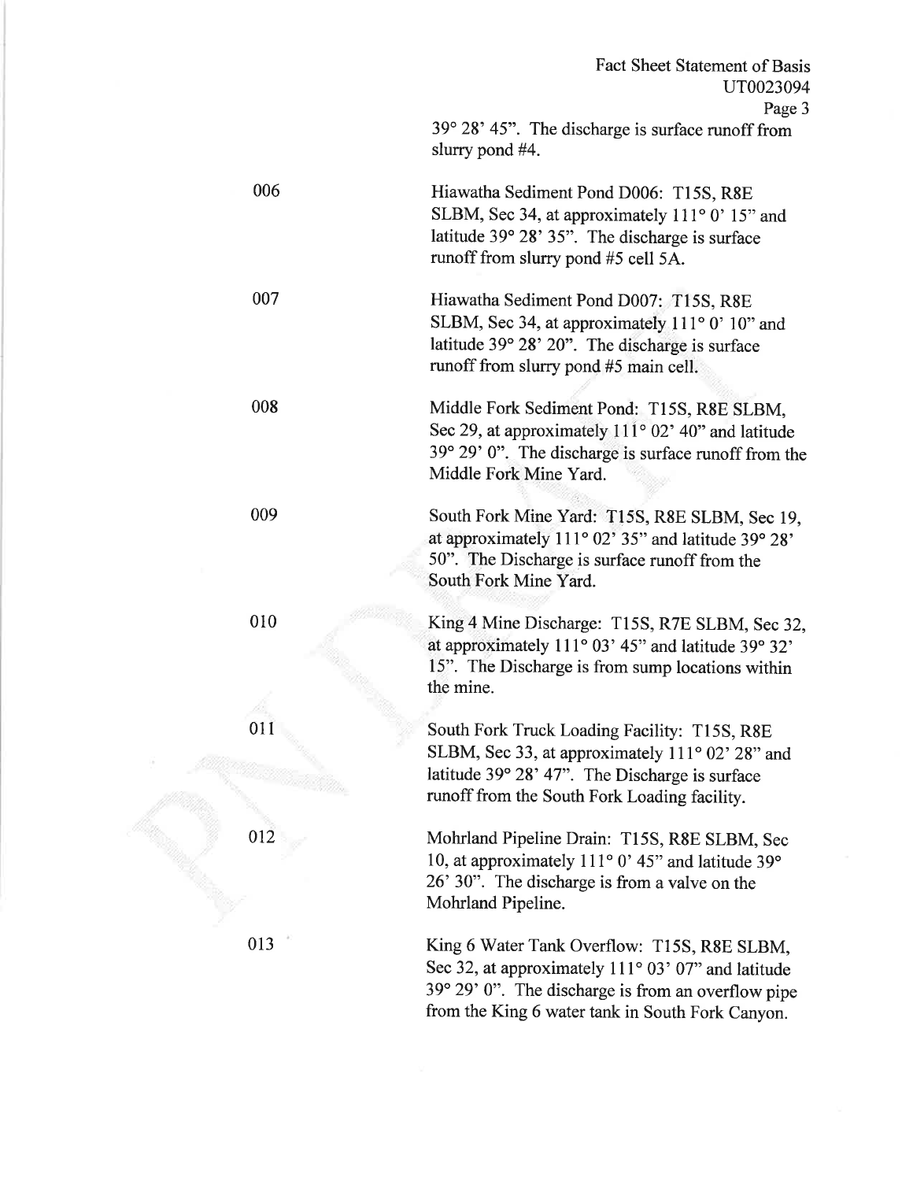39° 28' 45". The discharge is surface runoff from slurry pond #4.

| | |
|---|---|
| 006 | Hiawatha Sediment Pond D006: T15S, R8E SLBM, Sec 34, at approximately 111° 0' 15" and latitude 39° 28' 35". The discharge is surface runoff from slurry pond #5 cell 5A. |
| 007 | Hiawatha Sediment Pond D007: T15S, R8E SLBM, Sec 34, at approximately 111° 0' 10" and latitude 39° 28' 20". The discharge is surface runoff from slurry pond #5 main cell. |
| 008 | Middle Fork Sediment Pond: T15S, R8E SLBM, Sec 29, at approximately 111° 02' 40" and latitude 39° 29' 0". The discharge is surface runoff from the Middle Fork Mine Yard. |
| 009 | South Fork Mine Yard: T15S, R8E SLBM, Sec 19, at approximately 111° 02' 35" and latitude 39° 28' 50". The Discharge is surface runoff from the South Fork Mine Yard. |
| 010 | King 4 Mine Discharge: T15S, R7E SLBM, Sec 32, at approximately 111° 03' 45" and latitude 39° 32' 15". The Discharge is from sump locations within the mine. |
| 011 | South Fork Truck Loading Facility: T15S, R8E SLBM, Sec 33, at approximately 111° 02' 28" and latitude 39° 28' 47". The Discharge is surface runoff from the South Fork Loading facility. |
| 012 | Mohrland Pipeline Drain: T15S, R8E SLBM, Sec 10, at approximately 111° 0' 45" and latitude 39° 26' 30". The discharge is from a valve on the Mohrland Pipeline. |
| 013 | King 6 Water Tank Overflow: T15S, R8E SLBM, Sec 32, at approximately 111° 03' 07" and latitude 39° 29' 0". The discharge is from an overflow pipe from the King 6 water tank in South Fork Canyon. |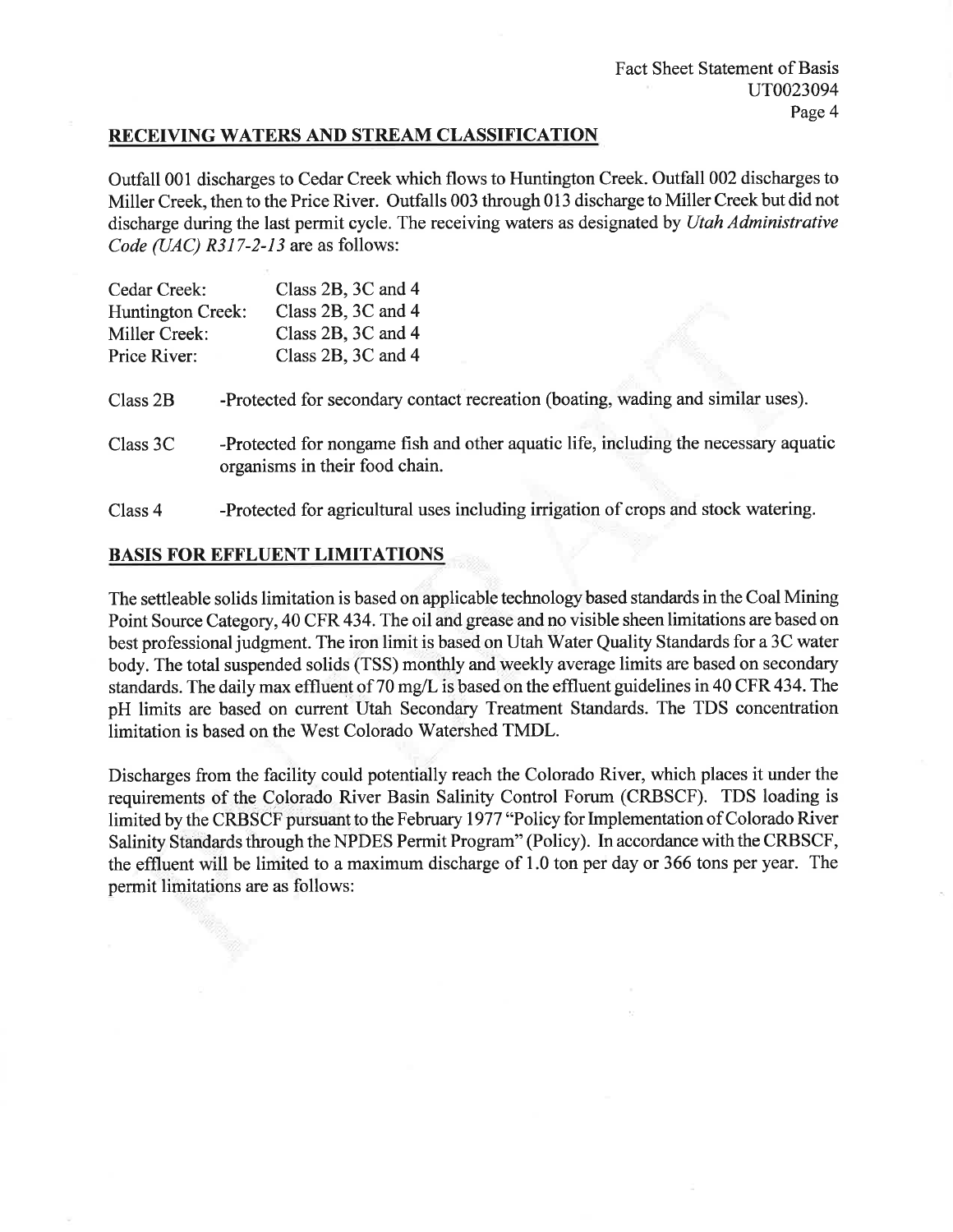## RECEIVING WATERS AND STREAM CLASSIFICATION

Outfall 001 discharges to Cedar Creek which flows to Huntington Creek. Outfall 002 discharges to Miller Creek, then to the Price River. Outfalls 003 through 013 discharge to Miller Creek but did not discharge during the last permit cycle. The receiving waters as designated by *Utah Administrative Code (UAC) R317-2-13* are as follows:

| | |
|---|---|
| Cedar Creek: | Class 2B, 3C and 4 |
| Huntington Creek: | Class 2B, 3C and 4 |
| Miller Creek: | Class 2B, 3C and 4 |
| Price River: | Class 2B, 3C and 4 |

| | |
|---|---|
| Class 2B | -Protected for secondary contact recreation (boating, wading and similar uses). |
| Class 3C | -Protected for nongame fish and other aquatic life, including the necessary aquatic organisms in their food chain. |
| Class 4 | -Protected for agricultural uses including irrigation of crops and stock watering. |

## BASIS FOR EFFLUENT LIMITATIONS

The settleable solids limitation is based on applicable technology based standards in the Coal Mining Point Source Category, 40 CFR 434. The oil and grease and no visible sheen limitations are based on best professional judgment. The iron limit is based on Utah Water Quality Standards for a 3C water body. The total suspended solids (TSS) monthly and weekly average limits are based on secondary standards. The daily max effluent of 70 mg/L is based on the effluent guidelines in 40 CFR 434. The pH limits are based on current Utah Secondary Treatment Standards. The TDS concentration limitation is based on the West Colorado Watershed TMDL.

Discharges from the facility could potentially reach the Colorado River, which places it under the requirements of the Colorado River Basin Salinity Control Forum (CRBSCF). TDS loading is limited by the CRBSCF pursuant to the February 1977 "Policy for Implementation of Colorado River Salinity Standards through the NPDES Permit Program" (Policy). In accordance with the CRBSCF, the effluent will be limited to a maximum discharge of 1.0 ton per day or 366 tons per year. The permit limitations are as follows: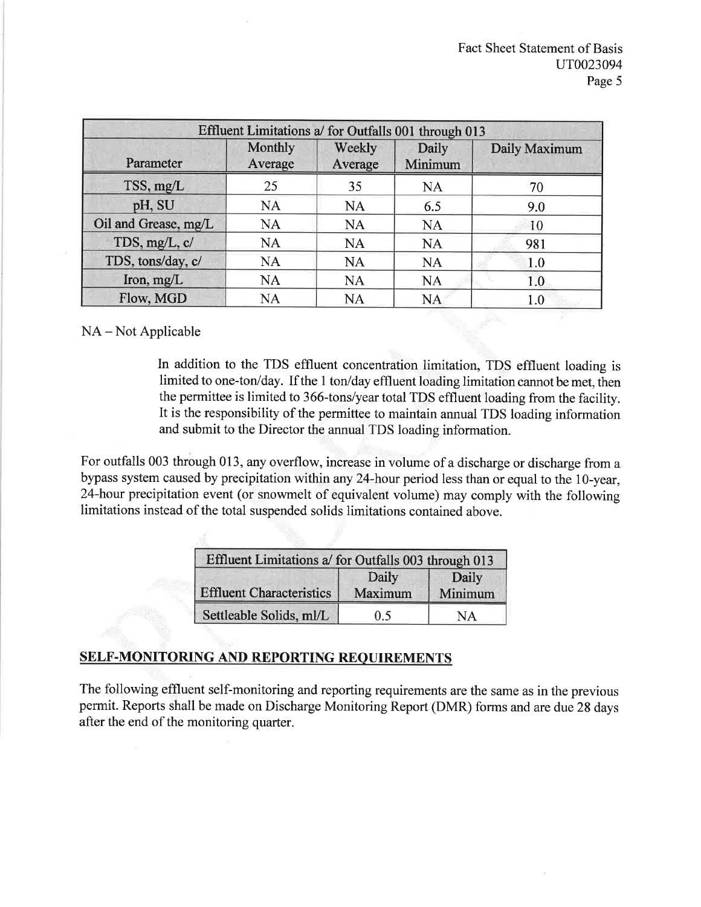| Effluent Limitations a/ for Outfalls 001 through 013 | | | | |
|---|---|---|---|---|
| Parameter | Monthly Average | Weekly Average | Daily Minimum | Daily Maximum |
| TSS, mg/L | 25 | 35 | NA | 70 |
| pH, SU | NA | NA | 6.5 | 9.0 |
| Oil and Grease, mg/L | NA | NA | NA | 10 |
| TDS, mg/L, c/ | NA | NA | NA | 981 |
| TDS, tons/day, c/ | NA | NA | NA | 1.0 |
| Iron, mg/L | NA | NA | NA | 1.0 |
| Flow, MGD | NA | NA | NA | 1.0 |

NA – Not Applicable

In addition to the TDS effluent concentration limitation, TDS effluent loading is limited to one-ton/day. If the 1 ton/day effluent loading limitation cannot be met, then the permittee is limited to 366-tons/year total TDS effluent loading from the facility. It is the responsibility of the permittee to maintain annual TDS loading information and submit to the Director the annual TDS loading information.

For outfalls 003 through 013, any overflow, increase in volume of a discharge or discharge from a bypass system caused by precipitation within any 24-hour period less than or equal to the 10-year, 24-hour precipitation event (or snowmelt of equivalent volume) may comply with the following limitations instead of the total suspended solids limitations contained above.

| Effluent Limitations a/ for Outfalls 003 through 013 | | |
|---|---|---|
| Effluent Characteristics | Daily Maximum | Daily Minimum |
| Settleable Solids, ml/L | 0.5 | NA |

## SELF-MONITORING AND REPORTING REQUIREMENTS

The following effluent self-monitoring and reporting requirements are the same as in the previous permit. Reports shall be made on Discharge Monitoring Report (DMR) forms and are due 28 days after the end of the monitoring quarter.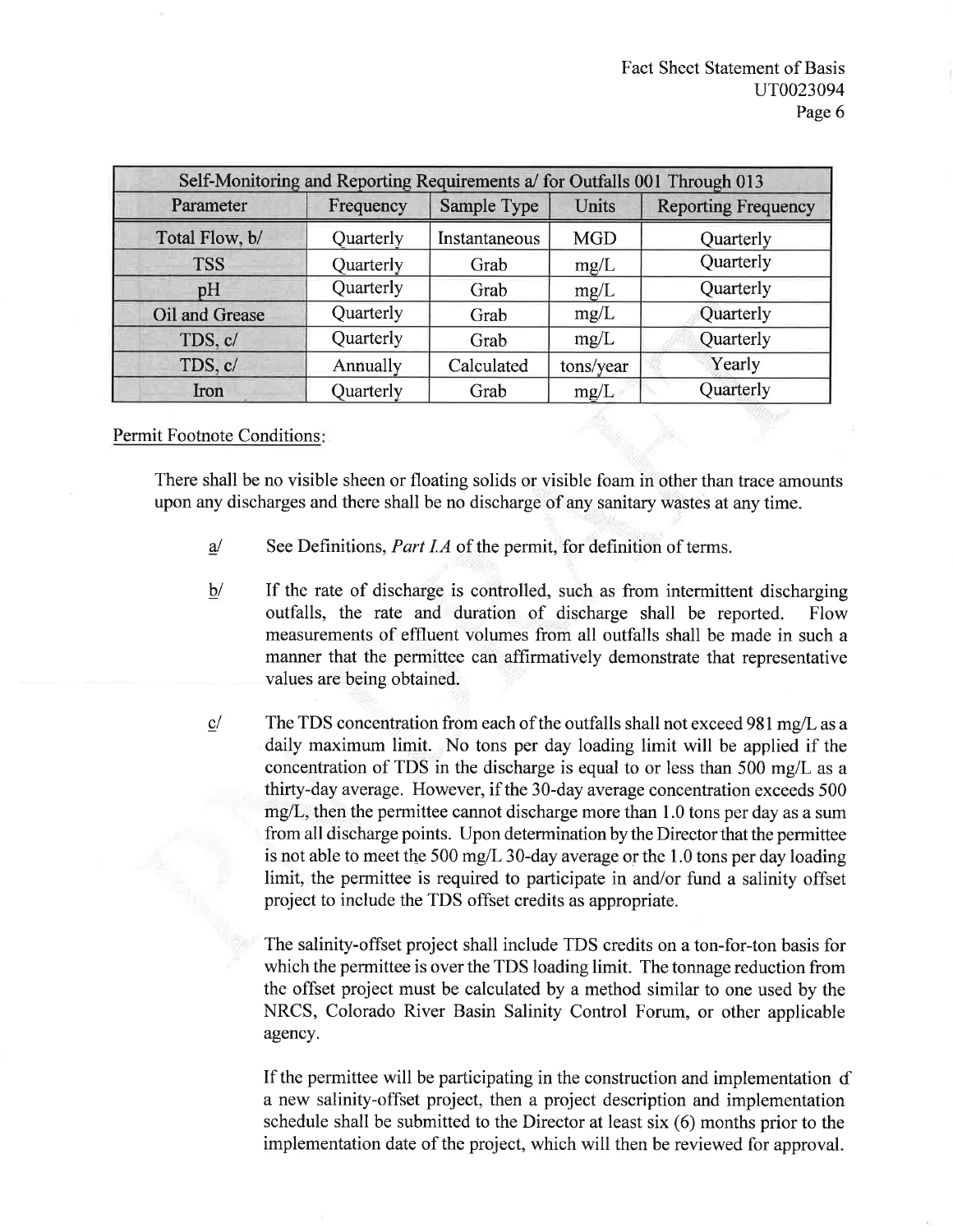| Self-Monitoring and Reporting Requirements a/ for Outfalls 001 Through 013 | | | | |
|---|---|---|---|---|
| Parameter | Frequency | Sample Type | Units | Reporting Frequency |
| Total Flow, b/ | Quarterly | Instantaneous | MGD | Quarterly |
| TSS | Quarterly | Grab | mg/L | Quarterly |
| pH | Quarterly | Grab | mg/L | Quarterly |
| Oil and Grease | Quarterly | Grab | mg/L | Quarterly |
| TDS, c/ | Quarterly | Grab | mg/L | Quarterly |
| TDS, c/ | Annually | Calculated | tons/year | Yearly |
| Iron | Quarterly | Grab | mg/L | Quarterly |

Permit Footnote Conditions:

There shall be no visible sheen or floating solids or visible foam in other than trace amounts upon any discharges and there shall be no discharge of any sanitary wastes at any time.

a/ See Definitions, *Part I.A* of the permit, for definition of terms.

b/ If the rate of discharge is controlled, such as from intermittent discharging outfalls, the rate and duration of discharge shall be reported. Flow measurements of effluent volumes from all outfalls shall be made in such a manner that the permittee can affirmatively demonstrate that representative values are being obtained.

c/ The TDS concentration from each of the outfalls shall not exceed 981 mg/L as a daily maximum limit. No tons per day loading limit will be applied if the concentration of TDS in the discharge is equal to or less than 500 mg/L as a thirty-day average. However, if the 30-day average concentration exceeds 500 mg/L, then the permittee cannot discharge more than 1.0 tons per day as a sum from all discharge points. Upon determination by the Director that the permittee is not able to meet the 500 mg/L 30-day average or the 1.0 tons per day loading limit, the permittee is required to participate in and/or fund a salinity offset project to include the TDS offset credits as appropriate.

The salinity-offset project shall include TDS credits on a ton-for-ton basis for which the permittee is over the TDS loading limit. The tonnage reduction from the offset project must be calculated by a method similar to one used by the NRCS, Colorado River Basin Salinity Control Forum, or other applicable agency.

If the permittee will be participating in the construction and implementation of a new salinity-offset project, then a project description and implementation schedule shall be submitted to the Director at least six (6) months prior to the implementation date of the project, which will then be reviewed for approval.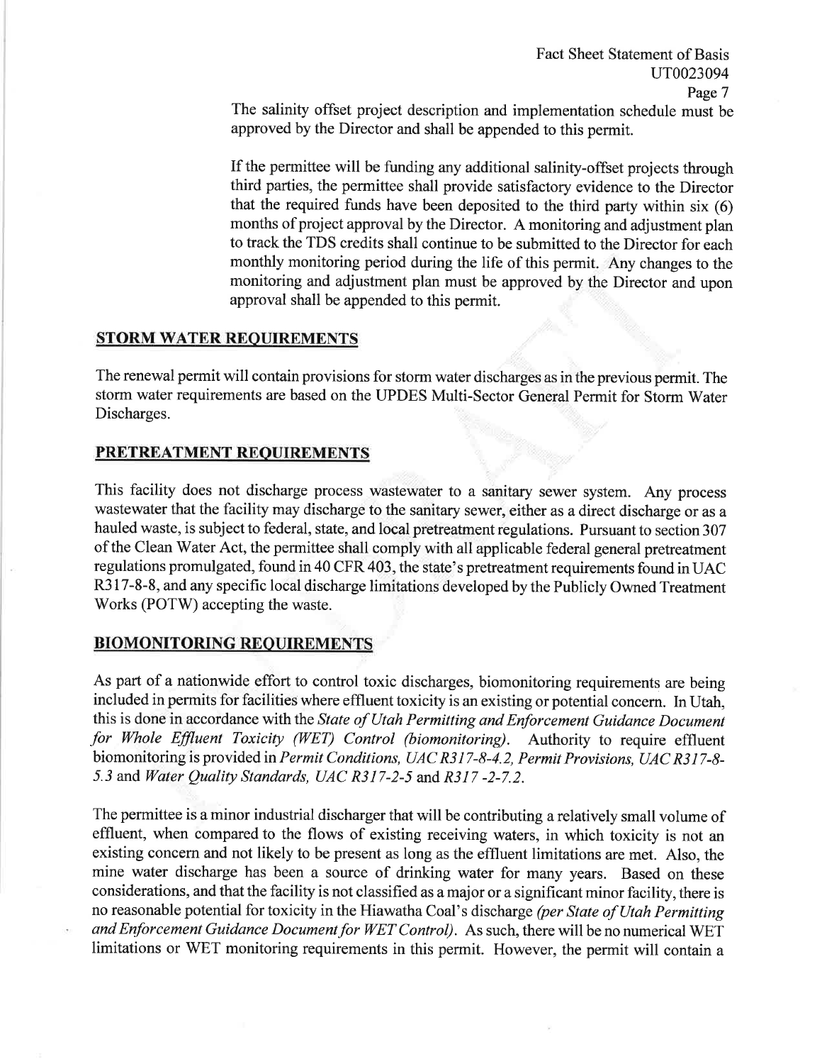The salinity offset project description and implementation schedule must be approved by the Director and shall be appended to this permit.

If the permittee will be funding any additional salinity-offset projects through third parties, the permittee shall provide satisfactory evidence to the Director that the required funds have been deposited to the third party within six (6) months of project approval by the Director. A monitoring and adjustment plan to track the TDS credits shall continue to be submitted to the Director for each monthly monitoring period during the life of this permit. Any changes to the monitoring and adjustment plan must be approved by the Director and upon approval shall be appended to this permit.

## STORM WATER REQUIREMENTS

The renewal permit will contain provisions for storm water discharges as in the previous permit. The storm water requirements are based on the UPDES Multi-Sector General Permit for Storm Water Discharges.

## PRETREATMENT REQUIREMENTS

This facility does not discharge process wastewater to a sanitary sewer system. Any process wastewater that the facility may discharge to the sanitary sewer, either as a direct discharge or as a hauled waste, is subject to federal, state, and local pretreatment regulations. Pursuant to section 307 of the Clean Water Act, the permittee shall comply with all applicable federal general pretreatment regulations promulgated, found in 40 CFR 403, the state's pretreatment requirements found in UAC R317-8-8, and any specific local discharge limitations developed by the Publicly Owned Treatment Works (POTW) accepting the waste.

## BIOMONITORING REQUIREMENTS

As part of a nationwide effort to control toxic discharges, biomonitoring requirements are being included in permits for facilities where effluent toxicity is an existing or potential concern. In Utah, this is done in accordance with the *State of Utah Permitting and Enforcement Guidance Document for Whole Effluent Toxicity (WET) Control (biomonitoring)*. Authority to require effluent biomonitoring is provided in *Permit Conditions, UAC R317-8-4.2, Permit Provisions, UAC R317-8-5.3* and *Water Quality Standards, UAC R317-2-5* and *R317 -2-7.2*.

The permittee is a minor industrial discharger that will be contributing a relatively small volume of effluent, when compared to the flows of existing receiving waters, in which toxicity is not an existing concern and not likely to be present as long as the effluent limitations are met. Also, the mine water discharge has been a source of drinking water for many years. Based on these considerations, and that the facility is not classified as a major or a significant minor facility, there is no reasonable potential for toxicity in the Hiawatha Coal's discharge *(per State of Utah Permitting and Enforcement Guidance Document for WET Control)*. As such, there will be no numerical WET limitations or WET monitoring requirements in this permit. However, the permit will contain a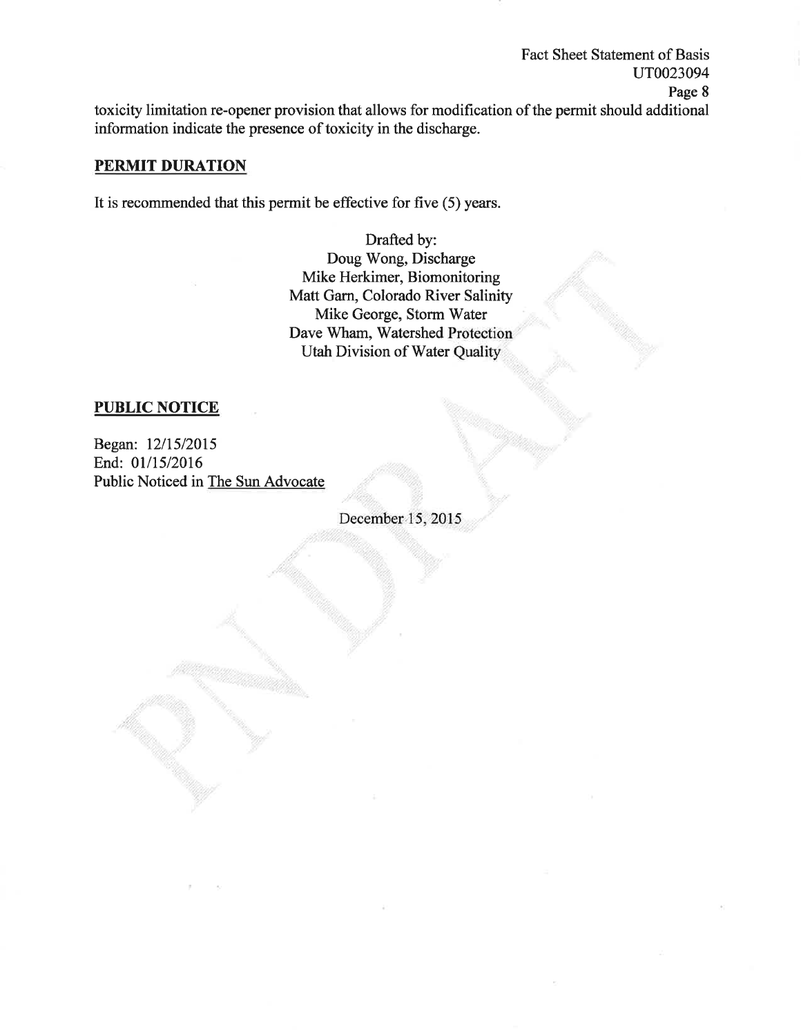toxicity limitation re-opener provision that allows for modification of the permit should additional information indicate the presence of toxicity in the discharge.

## PERMIT DURATION

It is recommended that this permit be effective for five (5) years.

Drafted by:
Doug Wong, Discharge
Mike Herkimer, Biomonitoring
Matt Garn, Colorado River Salinity
Mike George, Storm Water
Dave Wham, Watershed Protection
Utah Division of Water Quality

## PUBLIC NOTICE

Began: 12/15/2015
End: 01/15/2016
Public Noticed in The Sun Advocate

December 15, 2015